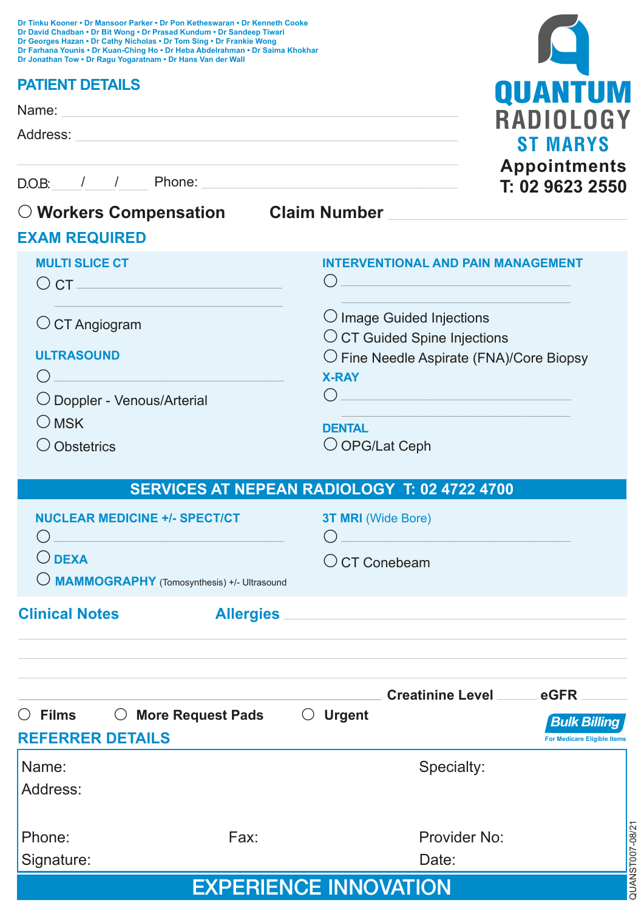Dr Tinku Kooner • Dr Mansoor Parker • Dr Pon Ketheswaran • Dr Kenneth Cooke
Dr David Chadban • Dr Bit Wong • Dr Prasad Kundum • Dr Sandeep Tiwari
Dr Georges Hazan • Dr Cathy Nicholas • Dr Tom Sing • Dr Frankie Wong
Dr Farhana Younis • Dr Kuan-Ching Ho • Dr Heba Abdelrahman • Dr Saima Khokhar
Dr Jonathan Tow • Dr Ragu Yogaratnam • Dr Hans Van der Wall

**QUANTUM RADIOLOGY**
**ST MARYS**
**Appointments**
**T: 02 9623 2550**

## PATIENT DETAILS

Name: ______________________________

Address: ______________________________

______________________________

D.O.B: ___/___/___ Phone: ______________________________

○ **Workers Compensation** **Claim Number** ______________________________

## EXAM REQUIRED

### MULTI SLICE CT
○ CT ______________________________

○ CT Angiogram

### ULTRASOUND
○ ______________________________
○ Doppler - Venous/Arterial
○ MSK
○ Obstetrics

### INTERVENTIONAL AND PAIN MANAGEMENT
○ ______________________________

○ Image Guided Injections
○ CT Guided Spine Injections
○ Fine Needle Aspirate (FNA)/Core Biopsy

### X-RAY
○ ______________________________

### DENTAL
○ OPG/Lat Ceph

## SERVICES AT NEPEAN RADIOLOGY T: 02 4722 4700

### NUCLEAR MEDICINE +/- SPECT/CT
○ ______________________________
○ **DEXA**
○ **MAMMOGRAPHY** (Tomosynthesis) +/- Ultrasound

### 3T MRI (Wide Bore)
○ ______________________________
○ CT Conebeam

**Clinical Notes** **Allergies** ______________________________

______________________________

______________________________

______________________________

______________________________ **Creatinine Level** ______ **eGFR** ______

○ **Films** ○ **More Request Pads** ○ **Urgent**

**Bulk Billing**
For Medicare Eligible Items

## REFERRER DETAILS

Name: Specialty:
Address:

Phone: Fax: Provider No:
Signature: Date:

**EXPERIENCE INNOVATION**

QUANST007-08/21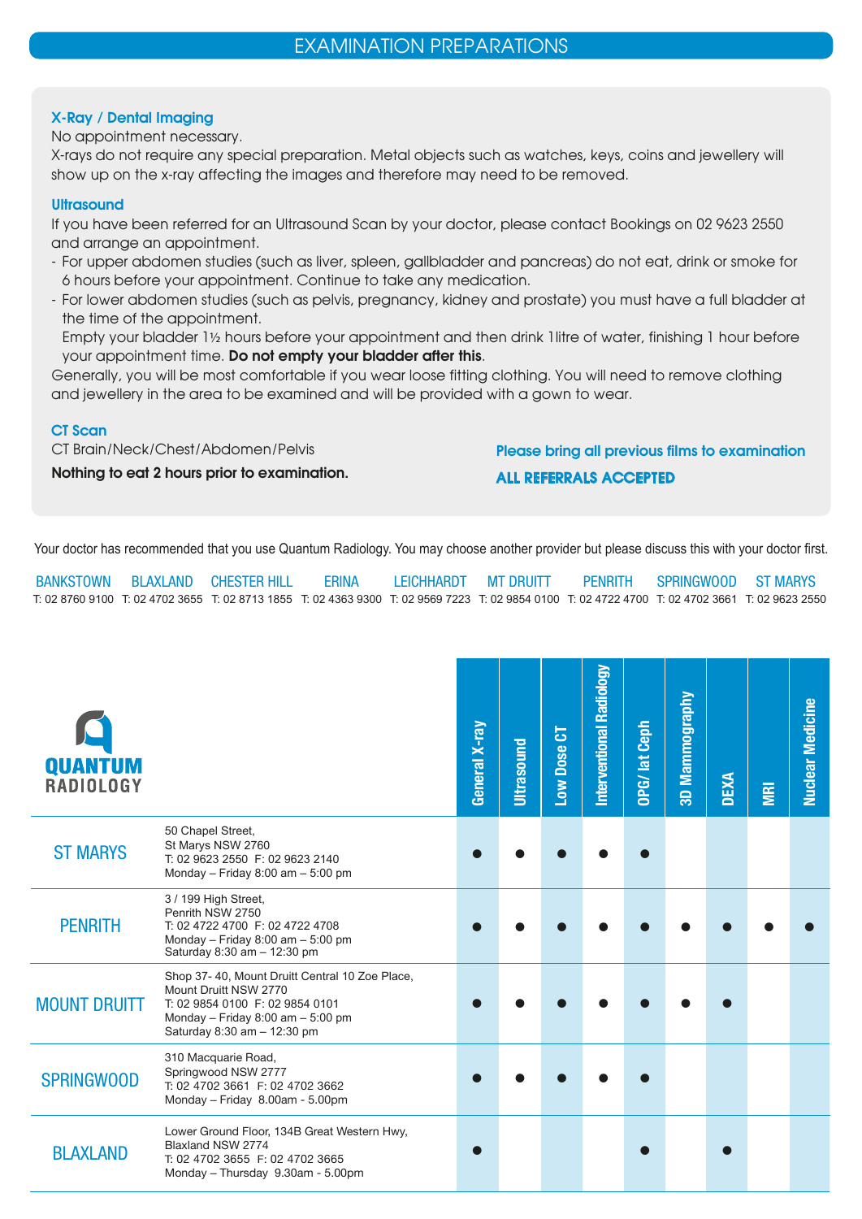# EXAMINATION PREPARATIONS

### X-Ray / Dental Imaging

No appointment necessary.

X-rays do not require any special preparation. Metal objects such as watches, keys, coins and jewellery will show up on the x-ray affecting the images and therefore may need to be removed.

### Ultrasound

If you have been referred for an Ultrasound Scan by your doctor, please contact Bookings on 02 9623 2550 and arrange an appointment.

- For upper abdomen studies (such as liver, spleen, gallbladder and pancreas) do not eat, drink or smoke for 6 hours before your appointment. Continue to take any medication.
- For lower abdomen studies (such as pelvis, pregnancy, kidney and prostate) you must have a full bladder at the time of the appointment.
  Empty your bladder 1½ hours before your appointment and then drink 1litre of water, finishing 1 hour before your appointment time. **Do not empty your bladder after this**.

Generally, you will be most comfortable if you wear loose fitting clothing. You will need to remove clothing and jewellery in the area to be examined and will be provided with a gown to wear.

### CT Scan

CT Brain/Neck/Chest/Abdomen/Pelvis

**Nothing to eat 2 hours prior to examination.**

**Please bring all previous films to examination**

**ALL REFERRALS ACCEPTED**

Your doctor has recommended that you use Quantum Radiology. You may choose another provider but please discuss this with your doctor first.

| BANKSTOWN | BLAXLAND | CHESTER HILL | ERINA | LEICHHARDT | MT DRUITT | PENRITH | SPRINGWOOD | ST MARYS |
|---|---|---|---|---|---|---|---|---|
| T: 02 8760 9100 | T: 02 4702 3655 | T: 02 8713 1855 | T: 02 4363 9300 | T: 02 9569 7223 | T: 02 9854 0100 | T: 02 4722 4700 | T: 02 4702 3661 | T: 02 9623 2550 |

QUANTUM RADIOLOGY

| | | General X-ray | Ultrasound | Low Dose CT | Interventional Radiology | OPG/ lat Ceph | 3D Mammography | DEXA | MRI | Nuclear Medicine |
|---|---|---|---|---|---|---|---|---|---|---|
| ST MARYS | 50 Chapel Street, St Marys NSW 2760<br>T: 02 9623 2550 F: 02 9623 2140<br>Monday – Friday 8:00 am – 5:00 pm | ● | ● | ● | ● | ● | | | | |
| PENRITH | 3 / 199 High Street, Penrith NSW 2750<br>T: 02 4722 4700 F: 02 4722 4708<br>Monday – Friday 8:00 am – 5:00 pm<br>Saturday 8:30 am – 12:30 pm | ● | ● | ● | ● | ● | ● | ● | ● | ● |
| MOUNT DRUITT | Shop 37- 40, Mount Druitt Central 10 Zoe Place, Mount Druitt NSW 2770<br>T: 02 9854 0100 F: 02 9854 0101<br>Monday – Friday 8:00 am – 5:00 pm<br>Saturday 8:30 am – 12:30 pm | ● | ● | ● | ● | ● | ● | ● | | |
| SPRINGWOOD | 310 Macquarie Road, Springwood NSW 2777<br>T: 02 4702 3661 F: 02 4702 3662<br>Monday – Friday 8.00am - 5.00pm | ● | ● | ● | ● | ● | | | | |
| BLAXLAND | Lower Ground Floor, 134B Great Western Hwy, Blaxland NSW 2774<br>T: 02 4702 3655 F: 02 4702 3665<br>Monday – Thursday 9.30am - 5.00pm | ● | | | | ● | | ● | | |